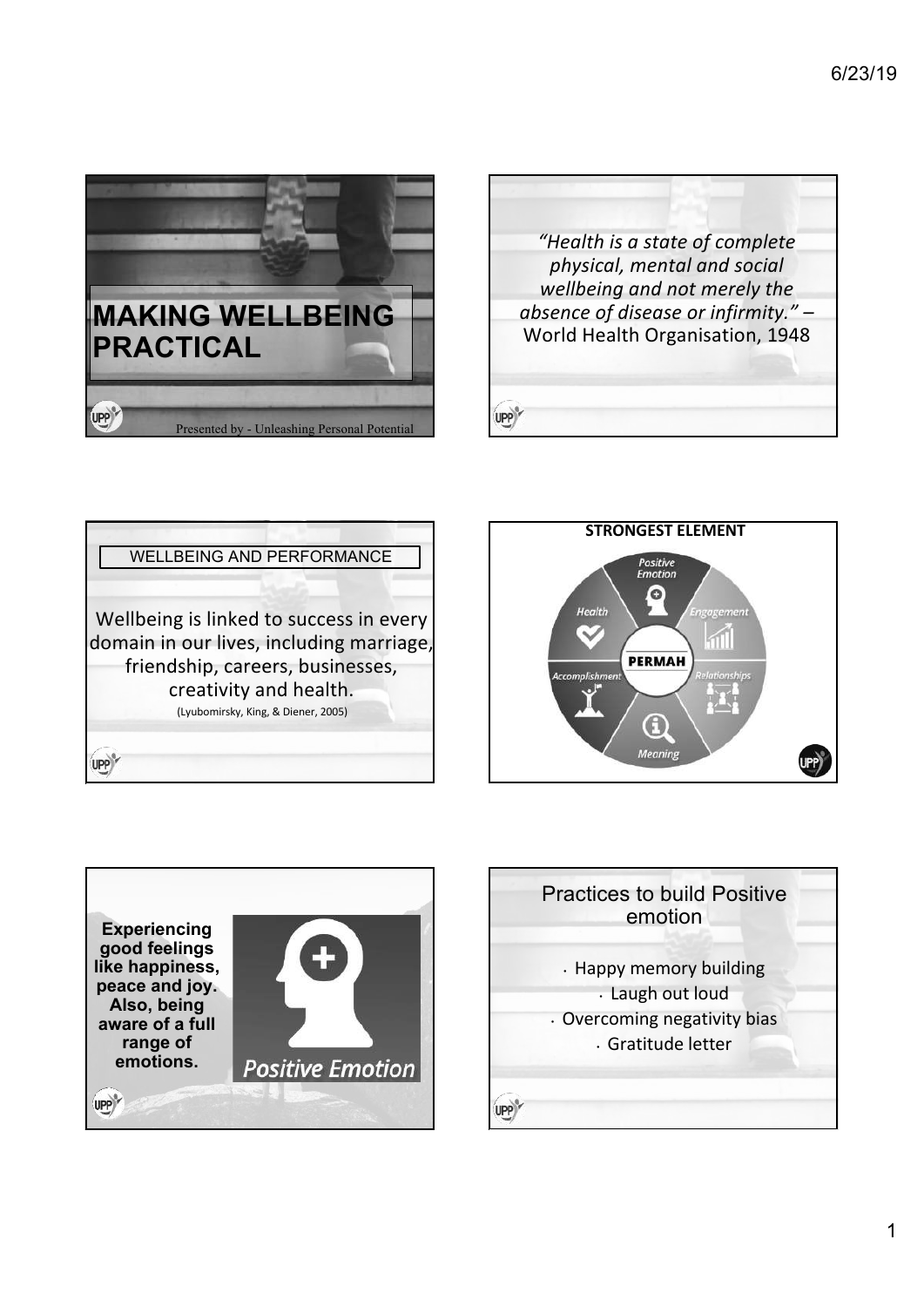# MAKING WELLBEING PRACTICAL

Presented by - Unleashing Personal Potential

*"Health is a state of complete physical, mental and social wellbeing and not merely the absence of disease or infirmity."* – World Health Organisation, 1948

## WELLBEING AND PERFORMANCE

Wellbeing is linked to success in every domain in our lives, including marriage, friendship, careers, businesses, creativity and health.

(Lyubomirsky, King, & Diener, 2005)

## STRONGEST ELEMENT

PERMAH: Positive Emotion, Engagement, Relationships, Meaning, Accomplishment, Health

**Experiencing good feelings like happiness, peace and joy. Also, being aware of a full range of emotions.**

Positive Emotion

## Practices to build Positive emotion

- Happy memory building
- Laugh out loud
- Overcoming negativity bias
- Gratitude letter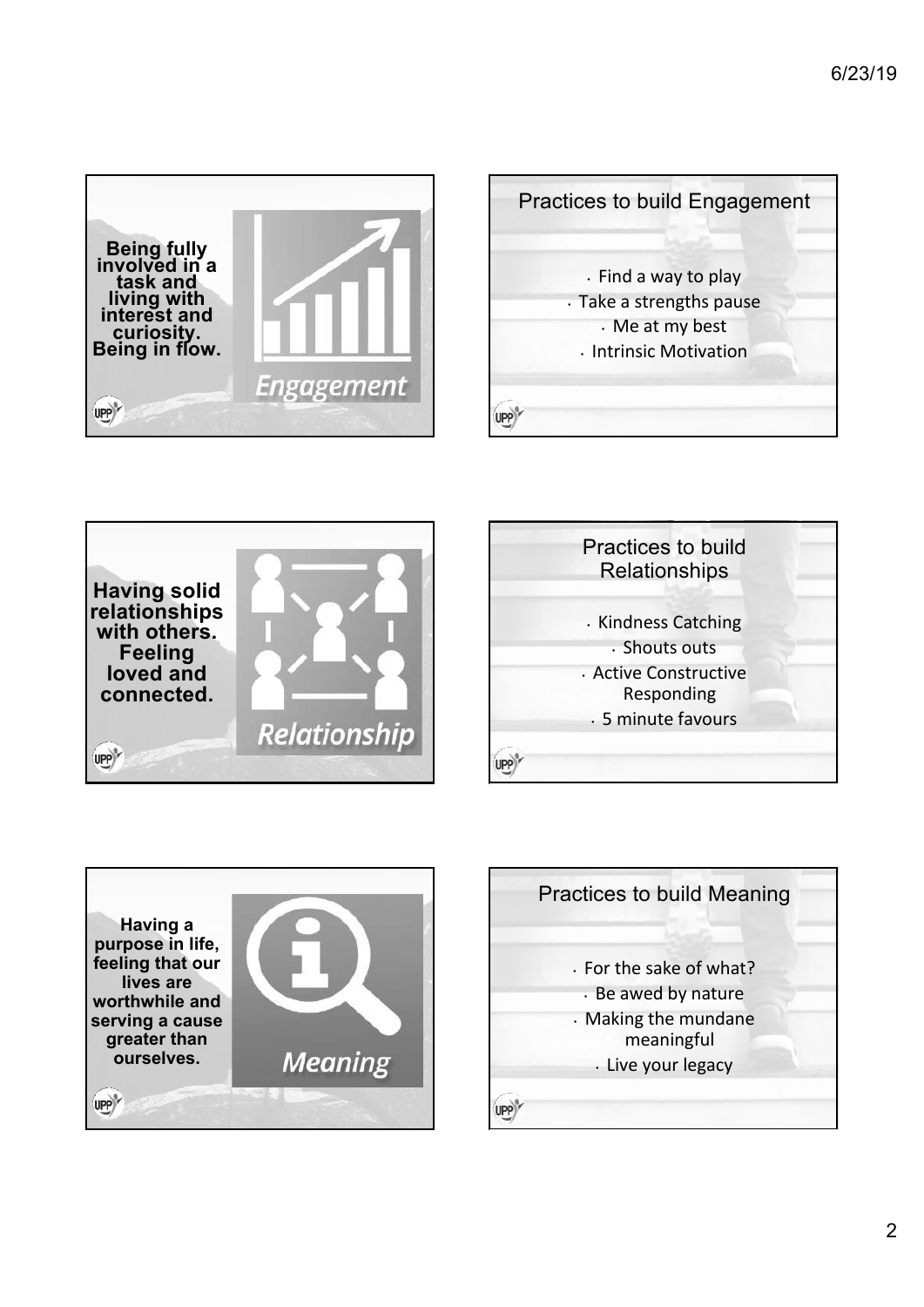Being fully involved in a task and living with interest and curiosity. Being in flow.

Engagement

## Practices to build Engagement

- Find a way to play
- Take a strengths pause
- Me at my best
- Intrinsic Motivation

Having solid relationships with others. Feeling loved and connected.

Relationship

## Practices to build Relationships

- Kindness Catching
- Shouts outs
- Active Constructive Responding
- 5 minute favours

Having a purpose in life, feeling that our lives are worthwhile and serving a cause greater than ourselves.

Meaning

## Practices to build Meaning

- For the sake of what?
- Be awed by nature
- Making the mundane meaningful
- Live your legacy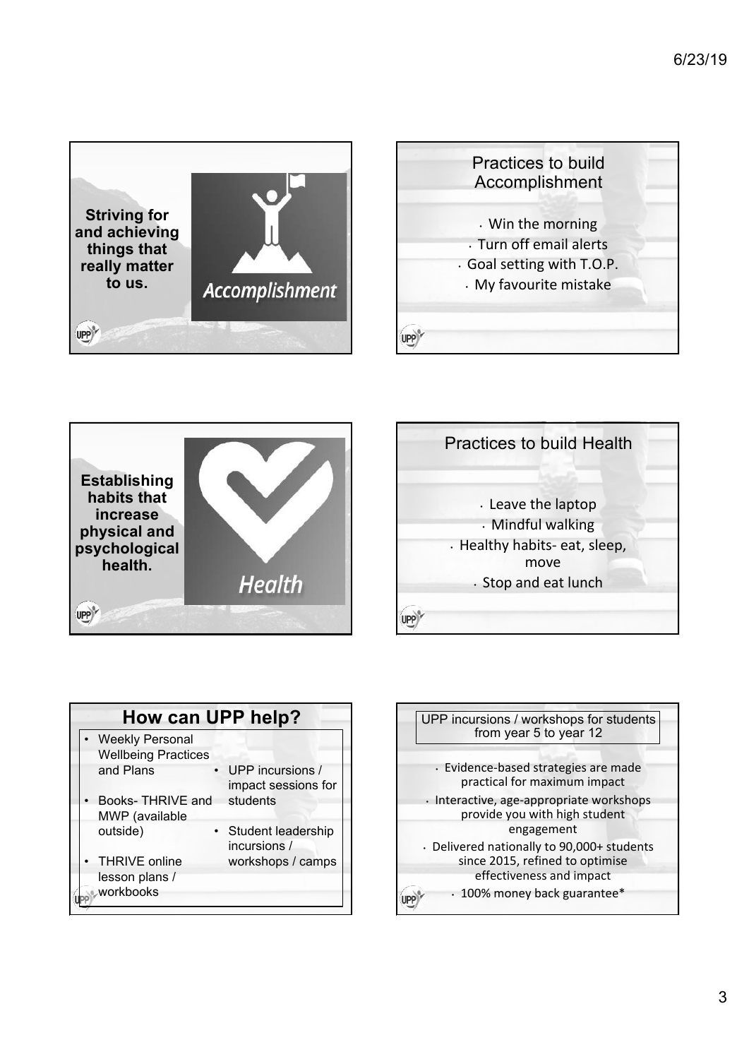Striving for and achieving things that really matter to us.

Accomplishment

## Practices to build Accomplishment

- Win the morning
- Turn off email alerts
- Goal setting with T.O.P.
- My favourite mistake

Establishing habits that increase physical and psychological health.

Health

## Practices to build Health

- Leave the laptop
- Mindful walking
- Healthy habits- eat, sleep, move
- Stop and eat lunch

## How can UPP help?

- Weekly Personal Wellbeing Practices and Plans
- Books- THRIVE and MWP (available outside)
- THRIVE online lesson plans / workbooks
- UPP incursions / impact sessions for students
- Student leadership incursions / workshops / camps

## UPP incursions / workshops for students from year 5 to year 12

- Evidence-based strategies are made practical for maximum impact
- Interactive, age-appropriate workshops provide you with high student engagement
- Delivered nationally to 90,000+ students since 2015, refined to optimise effectiveness and impact
- 100% money back guarantee*